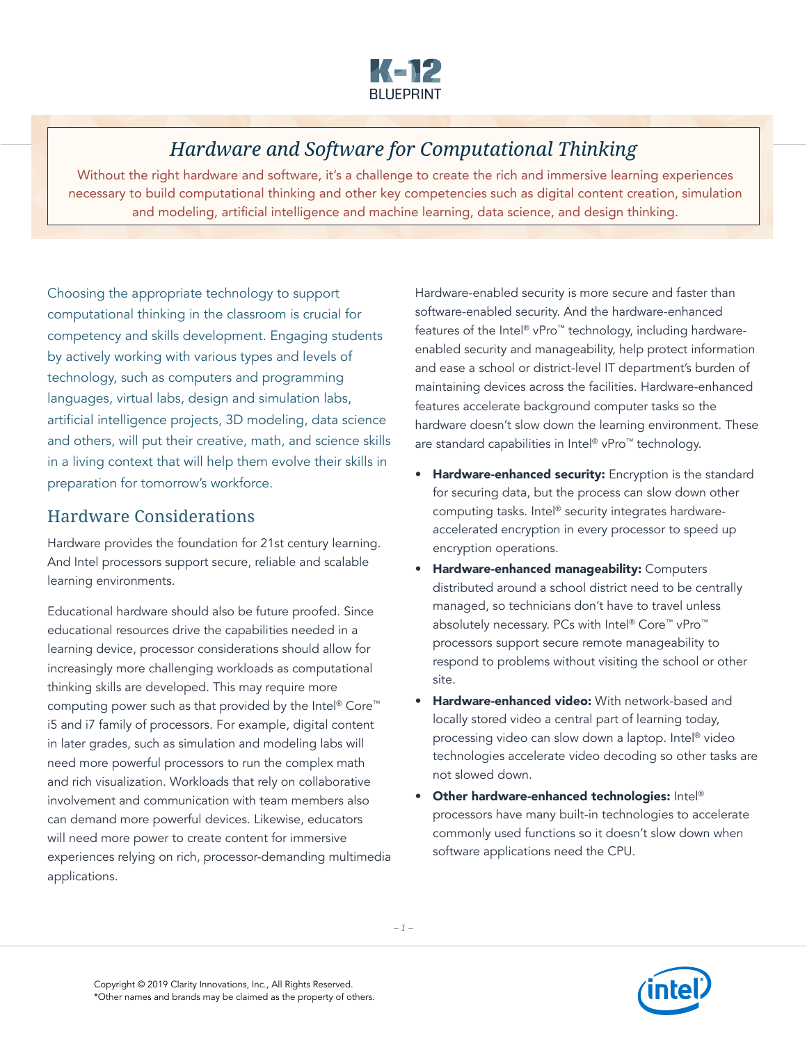K-12 BLUEPRINT

# Hardware and Software for Computational Thinking

Without the right hardware and software, it's a challenge to create the rich and immersive learning experiences necessary to build computational thinking and other key competencies such as digital content creation, simulation and modeling, artificial intelligence and machine learning, data science, and design thinking.

Choosing the appropriate technology to support computational thinking in the classroom is crucial for competency and skills development. Engaging students by actively working with various types and levels of technology, such as computers and programming languages, virtual labs, design and simulation labs, artificial intelligence projects, 3D modeling, data science and others, will put their creative, math, and science skills in a living context that will help them evolve their skills in preparation for tomorrow's workforce.

## Hardware Considerations

Hardware provides the foundation for 21st century learning. And Intel processors support secure, reliable and scalable learning environments.

Educational hardware should also be future proofed. Since educational resources drive the capabilities needed in a learning device, processor considerations should allow for increasingly more challenging workloads as computational thinking skills are developed. This may require more computing power such as that provided by the Intel® Core™ i5 and i7 family of processors. For example, digital content in later grades, such as simulation and modeling labs will need more powerful processors to run the complex math and rich visualization. Workloads that rely on collaborative involvement and communication with team members also can demand more powerful devices. Likewise, educators will need more power to create content for immersive experiences relying on rich, processor-demanding multimedia applications.

Hardware-enabled security is more secure and faster than software-enabled security. And the hardware-enhanced features of the Intel® vPro™ technology, including hardware-enabled security and manageability, help protect information and ease a school or district-level IT department's burden of maintaining devices across the facilities. Hardware-enhanced features accelerate background computer tasks so the hardware doesn't slow down the learning environment. These are standard capabilities in Intel® vPro™ technology.

- **Hardware-enhanced security:** Encryption is the standard for securing data, but the process can slow down other computing tasks. Intel® security integrates hardware-accelerated encryption in every processor to speed up encryption operations.
- **Hardware-enhanced manageability:** Computers distributed around a school district need to be centrally managed, so technicians don't have to travel unless absolutely necessary. PCs with Intel® Core™ vPro™ processors support secure remote manageability to respond to problems without visiting the school or other site.
- **Hardware-enhanced video:** With network-based and locally stored video a central part of learning today, processing video can slow down a laptop. Intel® video technologies accelerate video decoding so other tasks are not slowed down.
- **Other hardware-enhanced technologies:** Intel® processors have many built-in technologies to accelerate commonly used functions so it doesn't slow down when software applications need the CPU.

Copyright © 2019 Clarity Innovations, Inc., All Rights Reserved.
*Other names and brands may be claimed as the property of others.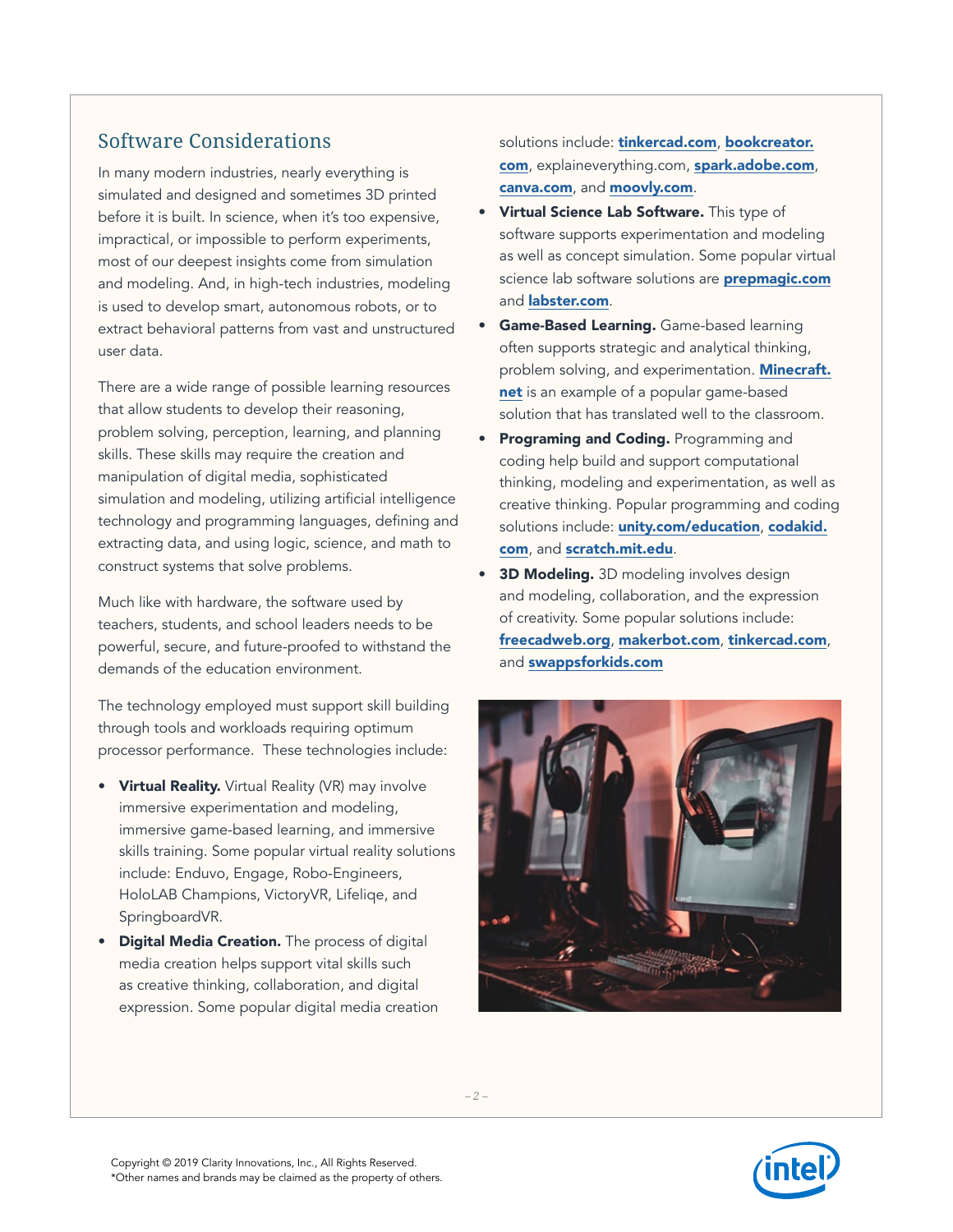## Software Considerations

In many modern industries, nearly everything is simulated and designed and sometimes 3D printed before it is built. In science, when it's too expensive, impractical, or impossible to perform experiments, most of our deepest insights come from simulation and modeling. And, in high-tech industries, modeling is used to develop smart, autonomous robots, or to extract behavioral patterns from vast and unstructured user data.

There are a wide range of possible learning resources that allow students to develop their reasoning, problem solving, perception, learning, and planning skills. These skills may require the creation and manipulation of digital media, sophisticated simulation and modeling, utilizing artificial intelligence technology and programming languages, defining and extracting data, and using logic, science, and math to construct systems that solve problems.

Much like with hardware, the software used by teachers, students, and school leaders needs to be powerful, secure, and future-proofed to withstand the demands of the education environment.

The technology employed must support skill building through tools and workloads requiring optimum processor performance. These technologies include:

- **Virtual Reality.** Virtual Reality (VR) may involve immersive experimentation and modeling, immersive game-based learning, and immersive skills training. Some popular virtual reality solutions include: Enduvo, Engage, Robo-Engineers, HoloLAB Champions, VictoryVR, Lifeliqe, and SpringboardVR.
- **Digital Media Creation.** The process of digital media creation helps support vital skills such as creative thinking, collaboration, and digital expression. Some popular digital media creation solutions include: **tinkercad.com**, **bookcreator.com**, explaineverything.com, **spark.adobe.com**, **canva.com**, and **moovly.com**.
- **Virtual Science Lab Software.** This type of software supports experimentation and modeling as well as concept simulation. Some popular virtual science lab software solutions are **prepmagic.com** and **labster.com**.
- **Game-Based Learning.** Game-based learning often supports strategic and analytical thinking, problem solving, and experimentation. **Minecraft.net** is an example of a popular game-based solution that has translated well to the classroom.
- **Programing and Coding.** Programming and coding help build and support computational thinking, modeling and experimentation, as well as creative thinking. Popular programming and coding solutions include: **unity.com/education**, **codakid.com**, and **scratch.mit.edu**.
- **3D Modeling.** 3D modeling involves design and modeling, collaboration, and the expression of creativity. Some popular solutions include: **freecadweb.org**, **makerbot.com**, **tinkercad.com**, and **swappsforkids.com**

Copyright © 2019 Clarity Innovations, Inc., All Rights Reserved.
*Other names and brands may be claimed as the property of others.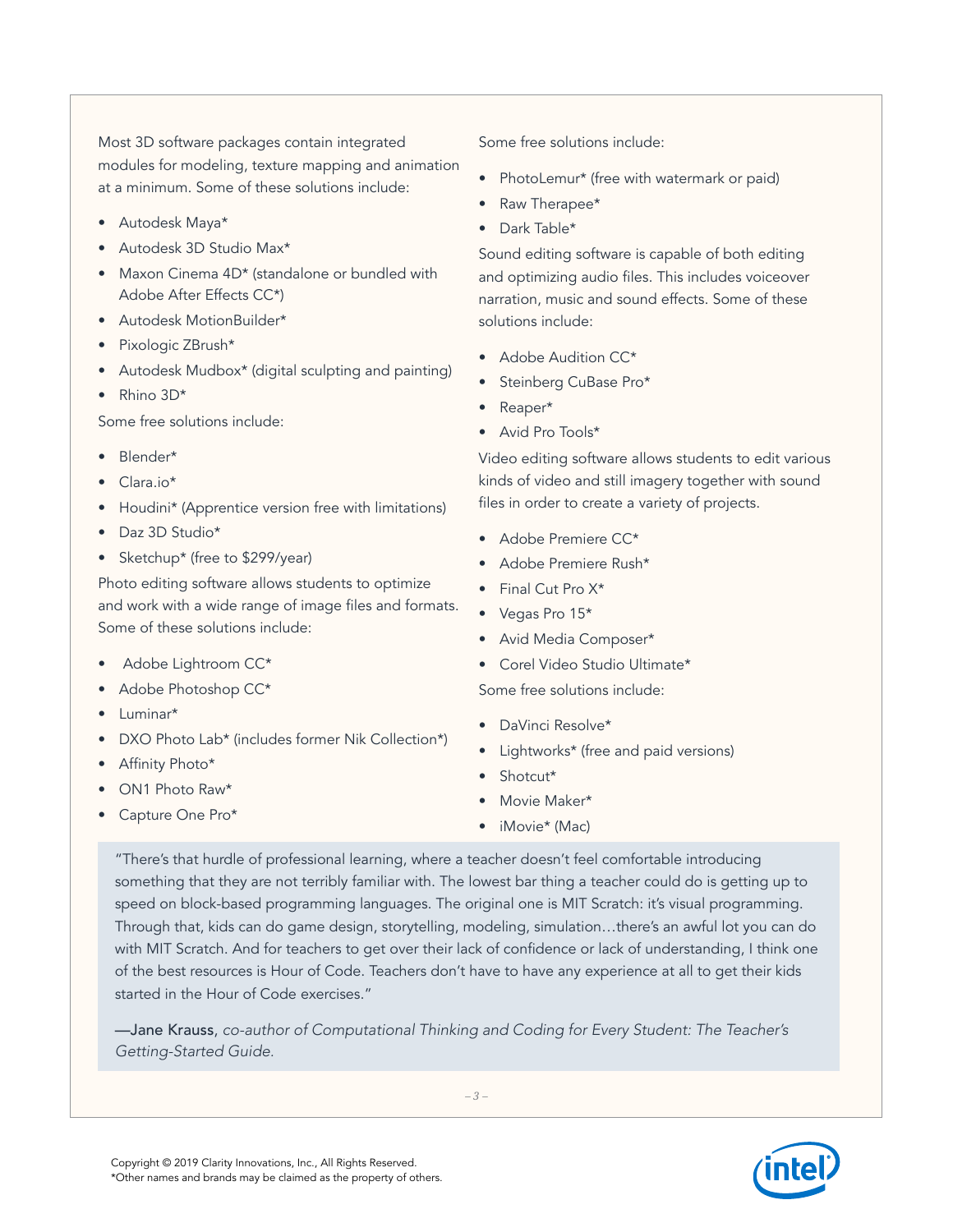Most 3D software packages contain integrated modules for modeling, texture mapping and animation at a minimum. Some of these solutions include:

- Autodesk Maya*
- Autodesk 3D Studio Max*
- Maxon Cinema 4D* (standalone or bundled with Adobe After Effects CC*)
- Autodesk MotionBuilder*
- Pixologic ZBrush*
- Autodesk Mudbox* (digital sculpting and painting)
- Rhino 3D*

Some free solutions include:

- Blender*
- Clara.io*
- Houdini* (Apprentice version free with limitations)
- Daz 3D Studio*
- Sketchup* (free to $299/year)

Photo editing software allows students to optimize and work with a wide range of image files and formats. Some of these solutions include:

- Adobe Lightroom CC*
- Adobe Photoshop CC*
- Luminar*
- DXO Photo Lab* (includes former Nik Collection*)
- Affinity Photo*
- ON1 Photo Raw*
- Capture One Pro*

Some free solutions include:

- PhotoLemur* (free with watermark or paid)
- Raw Therapee*
- Dark Table*

Sound editing software is capable of both editing and optimizing audio files. This includes voiceover narration, music and sound effects. Some of these solutions include:

- Adobe Audition CC*
- Steinberg CuBase Pro*
- Reaper*
- Avid Pro Tools*

Video editing software allows students to edit various kinds of video and still imagery together with sound files in order to create a variety of projects.

- Adobe Premiere CC*
- Adobe Premiere Rush*
- Final Cut Pro X*
- Vegas Pro 15*
- Avid Media Composer*
- Corel Video Studio Ultimate*

Some free solutions include:

- DaVinci Resolve*
- Lightworks* (free and paid versions)
- Shotcut*
- Movie Maker*
- iMovie* (Mac)

> "There's that hurdle of professional learning, where a teacher doesn't feel comfortable introducing something that they are not terribly familiar with. The lowest bar thing a teacher could do is getting up to speed on block-based programming languages. The original one is MIT Scratch: it's visual programming. Through that, kids can do game design, storytelling, modeling, simulation…there's an awful lot you can do with MIT Scratch. And for teachers to get over their lack of confidence or lack of understanding, I think one of the best resources is Hour of Code. Teachers don't have to have any experience at all to get their kids started in the Hour of Code exercises."
>
> —Jane Krauss, *co-author of Computational Thinking and Coding for Every Student: The Teacher's Getting-Started Guide.*

Copyright © 2019 Clarity Innovations, Inc., All Rights Reserved.
*Other names and brands may be claimed as the property of others.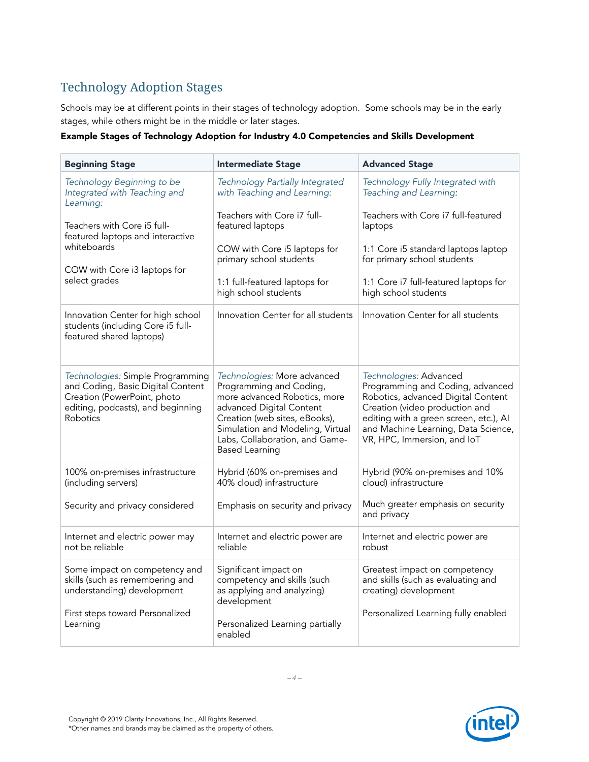## Technology Adoption Stages

Schools may be at different points in their stages of technology adoption. Some schools may be in the early stages, while others might be in the middle or later stages.

**Example Stages of Technology Adoption for Industry 4.0 Competencies and Skills Development**

| **Beginning Stage** | **Intermediate Stage** | **Advanced Stage** |
|---|---|---|
| *Technology Beginning to be Integrated with Teaching and Learning:*<br><br>Teachers with Core i5 full-featured laptops and interactive whiteboards<br><br>COW with Core i3 laptops for select grades | *Technology Partially Integrated with Teaching and Learning:*<br><br>Teachers with Core i7 full-featured laptops<br><br>COW with Core i5 laptops for primary school students<br><br>1:1 full-featured laptops for high school students | *Technology Fully Integrated with Teaching and Learning:*<br><br>Teachers with Core i7 full-featured laptops<br><br>1:1 Core i5 standard laptops laptop for primary school students<br><br>1:1 Core i7 full-featured laptops for high school students |
| Innovation Center for high school students (including Core i5 full-featured shared laptops) | Innovation Center for all students | Innovation Center for all students |
| *Technologies:* Simple Programming and Coding, Basic Digital Content Creation (PowerPoint, photo editing, podcasts), and beginning Robotics | *Technologies:* More advanced Programming and Coding, more advanced Robotics, more advanced Digital Content Creation (web sites, eBooks), Simulation and Modeling, Virtual Labs, Collaboration, and Game-Based Learning | *Technologies:* Advanced Programming and Coding, advanced Robotics, advanced Digital Content Creation (video production and editing with a green screen, etc.), AI and Machine Learning, Data Science, VR, HPC, Immersion, and IoT |
| 100% on-premises infrastructure (including servers)<br><br>Security and privacy considered | Hybrid (60% on-premises and 40% cloud) infrastructure<br><br>Emphasis on security and privacy | Hybrid (90% on-premises and 10% cloud) infrastructure<br><br>Much greater emphasis on security and privacy |
| Internet and electric power may not be reliable | Internet and electric power are reliable | Internet and electric power are robust |
| Some impact on competency and skills (such as remembering and understanding) development<br><br>First steps toward Personalized Learning | Significant impact on competency and skills (such as applying and analyzing) development<br><br>Personalized Learning partially enabled | Greatest impact on competency and skills (such as evaluating and creating) development<br><br>Personalized Learning fully enabled |

Copyright © 2019 Clarity Innovations, Inc., All Rights Reserved.
*Other names and brands may be claimed as the property of others.